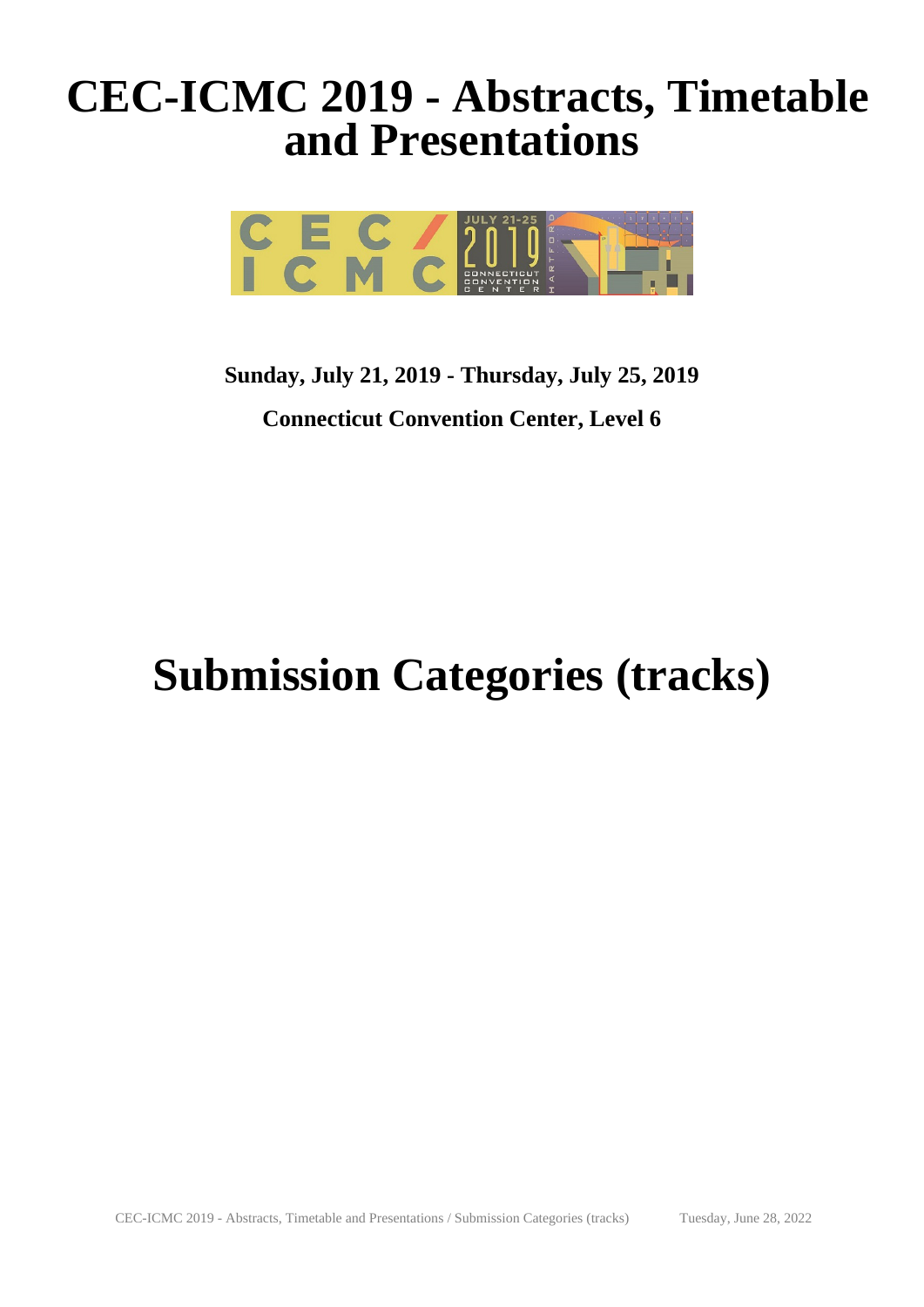# CEC-ICMC 2019 - Abstracts, Timetable and Presentations

**Sunday, July 21, 2019 - Thursday, July 25, 2019**

**Connecticut Convention Center, Level 6**

# Submission Categories (tracks)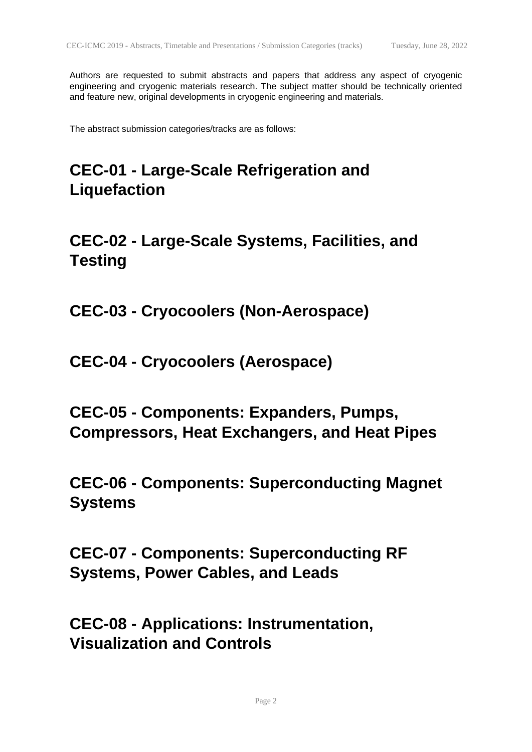Authors are requested to submit abstracts and papers that address any aspect of cryogenic engineering and cryogenic materials research. The subject matter should be technically oriented and feature new, original developments in cryogenic engineering and materials.

The abstract submission categories/tracks are as follows:

## CEC-01 - Large-Scale Refrigeration and Liquefaction

## CEC-02 - Large-Scale Systems, Facilities, and Testing

## CEC-03 - Cryocoolers (Non-Aerospace)

## CEC-04 - Cryocoolers (Aerospace)

## CEC-05 - Components: Expanders, Pumps, Compressors, Heat Exchangers, and Heat Pipes

## CEC-06 - Components: Superconducting Magnet Systems

## CEC-07 - Components: Superconducting RF Systems, Power Cables, and Leads

## CEC-08 - Applications: Instrumentation, Visualization and Controls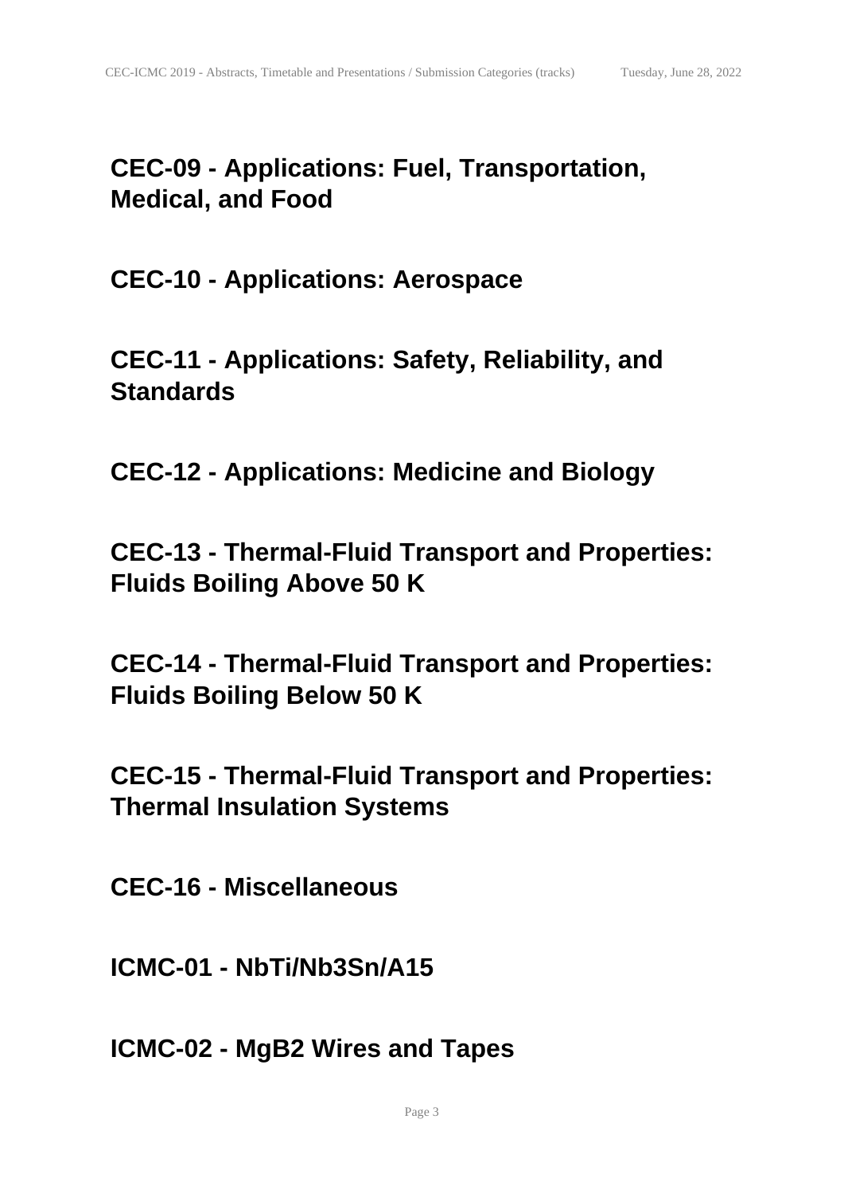## CEC-09 - Applications: Fuel, Transportation, Medical, and Food

## CEC-10 - Applications: Aerospace

## CEC-11 - Applications: Safety, Reliability, and Standards

## CEC-12 - Applications: Medicine and Biology

## CEC-13 - Thermal-Fluid Transport and Properties: Fluids Boiling Above 50 K

## CEC-14 - Thermal-Fluid Transport and Properties: Fluids Boiling Below 50 K

## CEC-15 - Thermal-Fluid Transport and Properties: Thermal Insulation Systems

## CEC-16 - Miscellaneous

## ICMC-01 - NbTi/Nb3Sn/A15

## ICMC-02 - MgB2 Wires and Tapes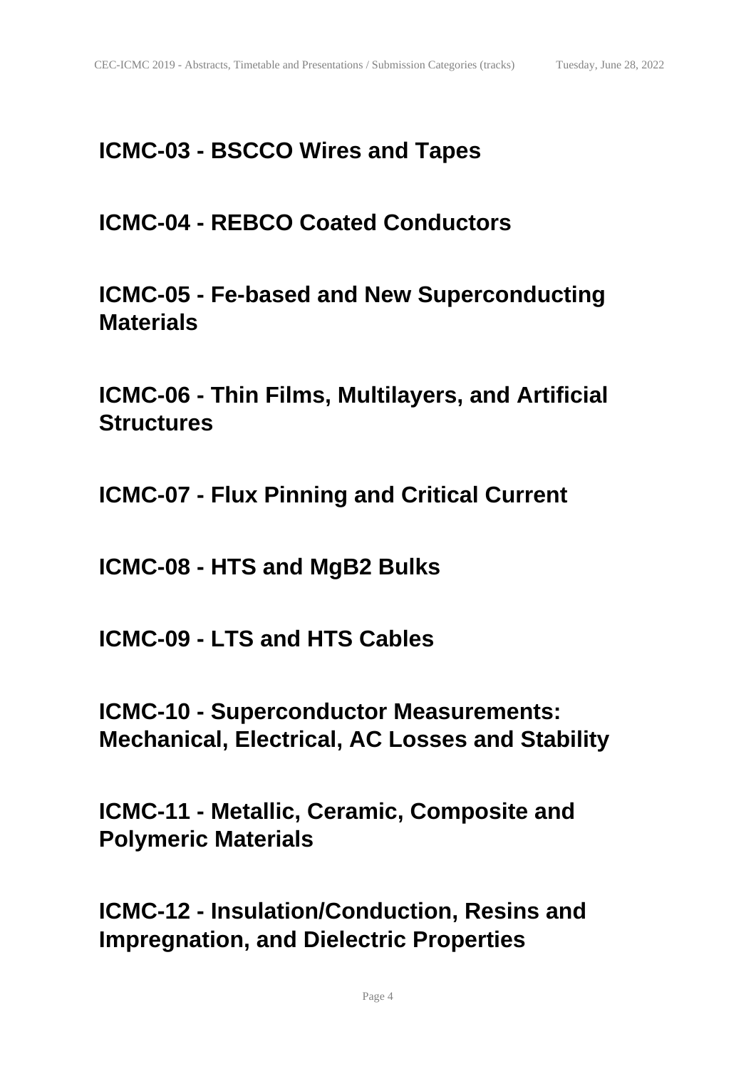# ICMC-03 - BSCCO Wires and Tapes

# ICMC-04 - REBCO Coated Conductors

# ICMC-05 - Fe-based and New Superconducting Materials

# ICMC-06 - Thin Films, Multilayers, and Artificial Structures

# ICMC-07 - Flux Pinning and Critical Current

# ICMC-08 - HTS and MgB2 Bulks

# ICMC-09 - LTS and HTS Cables

# ICMC-10 - Superconductor Measurements: Mechanical, Electrical, AC Losses and Stability

# ICMC-11 - Metallic, Ceramic, Composite and Polymeric Materials

# ICMC-12 - Insulation/Conduction, Resins and Impregnation, and Dielectric Properties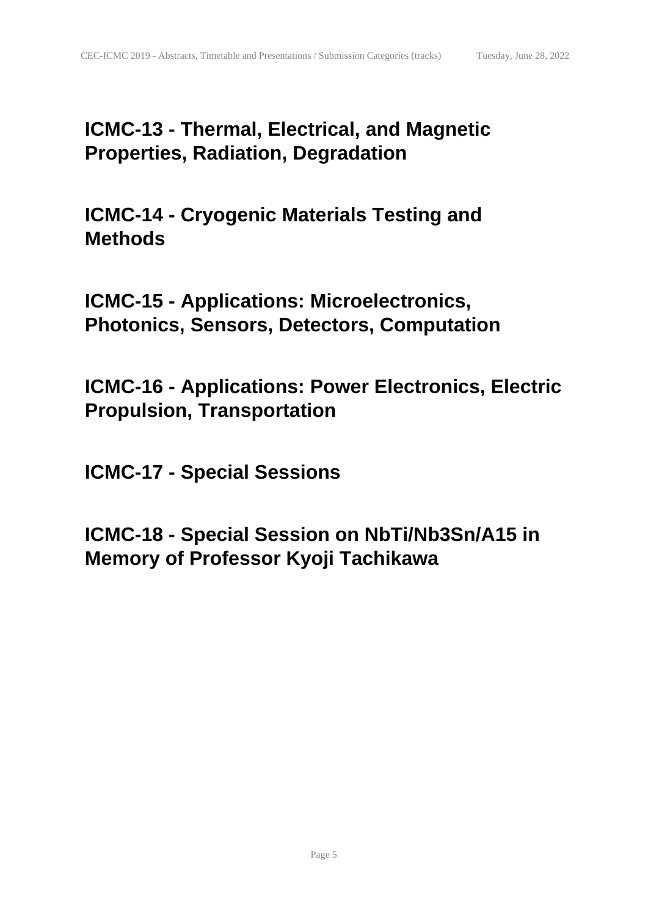## ICMC-13 - Thermal, Electrical, and Magnetic Properties, Radiation, Degradation

## ICMC-14 - Cryogenic Materials Testing and Methods

## ICMC-15 - Applications: Microelectronics, Photonics, Sensors, Detectors, Computation

## ICMC-16 - Applications: Power Electronics, Electric Propulsion, Transportation

## ICMC-17 - Special Sessions

## ICMC-18 - Special Session on NbTi/Nb3Sn/A15 in Memory of Professor Kyoji Tachikawa